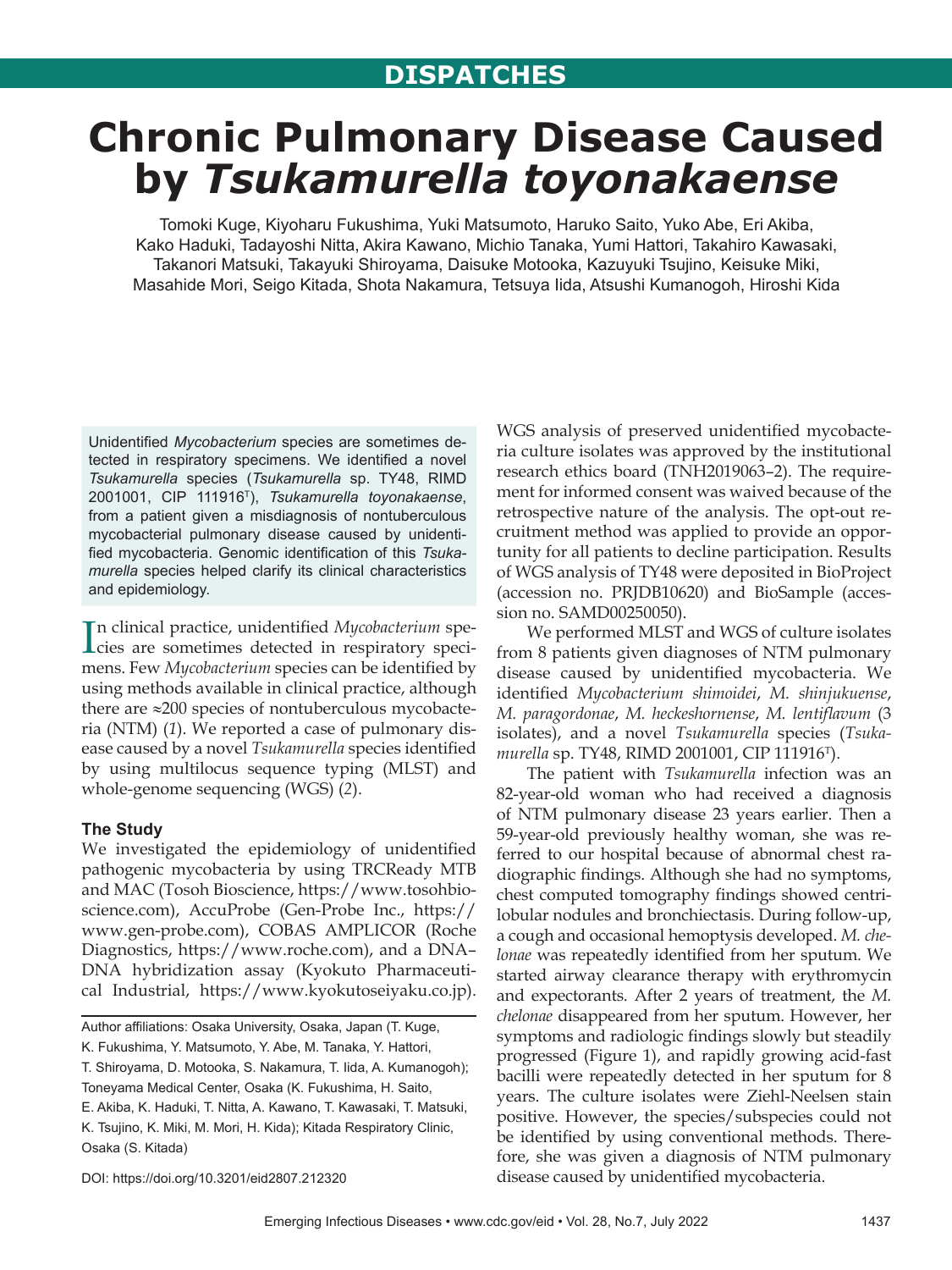DISPATCHES

# Chronic Pulmonary Disease Caused by *Tsukamurella toyonakaense*

Tomoki Kuge, Kiyoharu Fukushima, Yuki Matsumoto, Haruko Saito, Yuko Abe, Eri Akiba, Kako Haduki, Tadayoshi Nitta, Akira Kawano, Michio Tanaka, Yumi Hattori, Takahiro Kawasaki, Takanori Matsuki, Takayuki Shiroyama, Daisuke Motooka, Kazuyuki Tsujino, Keisuke Miki, Masahide Mori, Seigo Kitada, Shota Nakamura, Tetsuya Iida, Atsushi Kumanogoh, Hiroshi Kida

Unidentified *Mycobacterium* species are sometimes detected in respiratory specimens. We identified a novel *Tsukamurella* species (*Tsukamurella* sp. TY48, RIMD 2001001, CIP 111916[T]), *Tsukamurella toyonakaense*, from a patient given a misdiagnosis of nontuberculous mycobacterial pulmonary disease caused by unidentified mycobacteria. Genomic identification of this *Tsukamurella* species helped clarify its clinical characteristics and epidemiology.

In clinical practice, unidentified *Mycobacterium* species are sometimes detected in respiratory specimens. Few *Mycobacterium* species can be identified by using methods available in clinical practice, although there are ≈200 species of nontuberculous mycobacteria (NTM) (*1*). We reported a case of pulmonary disease caused by a novel *Tsukamurella* species identified by using multilocus sequence typing (MLST) and whole-genome sequencing (WGS) (*2*).

### The Study

We investigated the epidemiology of unidentified pathogenic mycobacteria by using TRCReady MTB and MAC (Tosoh Bioscience, https://www.tosohbioscience.com), AccuProbe (Gen-Probe Inc., https://www.gen-probe.com), COBAS AMPLICOR (Roche Diagnostics, https://www.roche.com), and a DNA–DNA hybridization assay (Kyokuto Pharmaceutical Industrial, https://www.kyokutoseiyaku.co.jp). WGS analysis of preserved unidentified mycobacteria culture isolates was approved by the institutional research ethics board (TNH2019063–2). The requirement for informed consent was waived because of the retrospective nature of the analysis. The opt-out recruitment method was applied to provide an opportunity for all patients to decline participation. Results of WGS analysis of TY48 were deposited in BioProject (accession no. PRJDB10620) and BioSample (accession no. SAMD00250050).

We performed MLST and WGS of culture isolates from 8 patients given diagnoses of NTM pulmonary disease caused by unidentified mycobacteria. We identified *Mycobacterium shimoidei*, *M. shinjukuense*, *M. paragordonae*, *M. heckeshornense*, *M. lentiflavum* (3 isolates), and a novel *Tsukamurella* species (*Tsukamurella* sp. TY48, RIMD 2001001, CIP 111916[T]).

The patient with *Tsukamurella* infection was an 82-year-old woman who had received a diagnosis of NTM pulmonary disease 23 years earlier. Then a 59-year-old previously healthy woman, she was referred to our hospital because of abnormal chest radiographic findings. Although she had no symptoms, chest computed tomography findings showed centrilobular nodules and bronchiectasis. During follow-up, a cough and occasional hemoptysis developed. *M. chelonae* was repeatedly identified from her sputum. We started airway clearance therapy with erythromycin and expectorants. After 2 years of treatment, the *M. chelonae* disappeared from her sputum. However, her symptoms and radiologic findings slowly but steadily progressed (Figure 1), and rapidly growing acid-fast bacilli were repeatedly detected in her sputum for 8 years. The culture isolates were Ziehl-Neelsen stain positive. However, the species/subspecies could not be identified by using conventional methods. Therefore, she was given a diagnosis of NTM pulmonary disease caused by unidentified mycobacteria.

Author affiliations: Osaka University, Osaka, Japan (T. Kuge, K. Fukushima, Y. Matsumoto, Y. Abe, M. Tanaka, Y. Hattori, T. Shiroyama, D. Motooka, S. Nakamura, T. Iida, A. Kumanogoh); Toneyama Medical Center, Osaka (K. Fukushima, H. Saito, E. Akiba, K. Haduki, T. Nitta, A. Kawano, T. Kawasaki, T. Matsuki, K. Tsujino, K. Miki, M. Mori, H. Kida); Kitada Respiratory Clinic, Osaka (S. Kitada)

DOI: https://doi.org/10.3201/eid2807.212320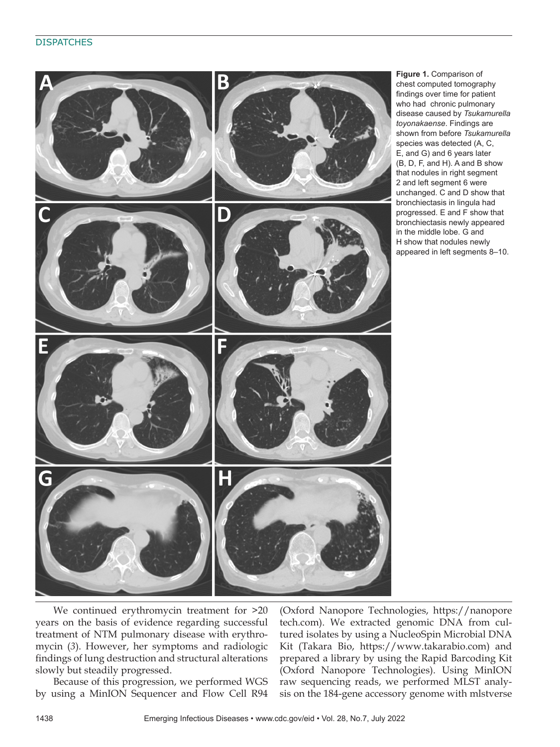**Figure 1.** Comparison of chest computed tomography findings over time for patient who had chronic pulmonary disease caused by *Tsukamurella toyonakaense*. Findings are shown from before *Tsukamurella* species was detected (A, C, E, and G) and 6 years later (B, D, F, and H). A and B show that nodules in right segment 2 and left segment 6 were unchanged. C and D show that bronchiectasis in lingula had progressed. E and F show that bronchiectasis newly appeared in the middle lobe. G and H show that nodules newly appeared in left segments 8–10.

We continued erythromycin treatment for >20 years on the basis of evidence regarding successful treatment of NTM pulmonary disease with erythromycin (*3*). However, her symptoms and radiologic findings of lung destruction and structural alterations slowly but steadily progressed.

Because of this progression, we performed WGS by using a MinION Sequencer and Flow Cell R94 (Oxford Nanopore Technologies, https://nanoporetech.com). We extracted genomic DNA from cultured isolates by using a NucleoSpin Microbial DNA Kit (Takara Bio, https://www.takarabio.com) and prepared a library by using the Rapid Barcoding Kit (Oxford Nanopore Technologies). Using MinION raw sequencing reads, we performed MLST analysis on the 184-gene accessory genome with mlstverse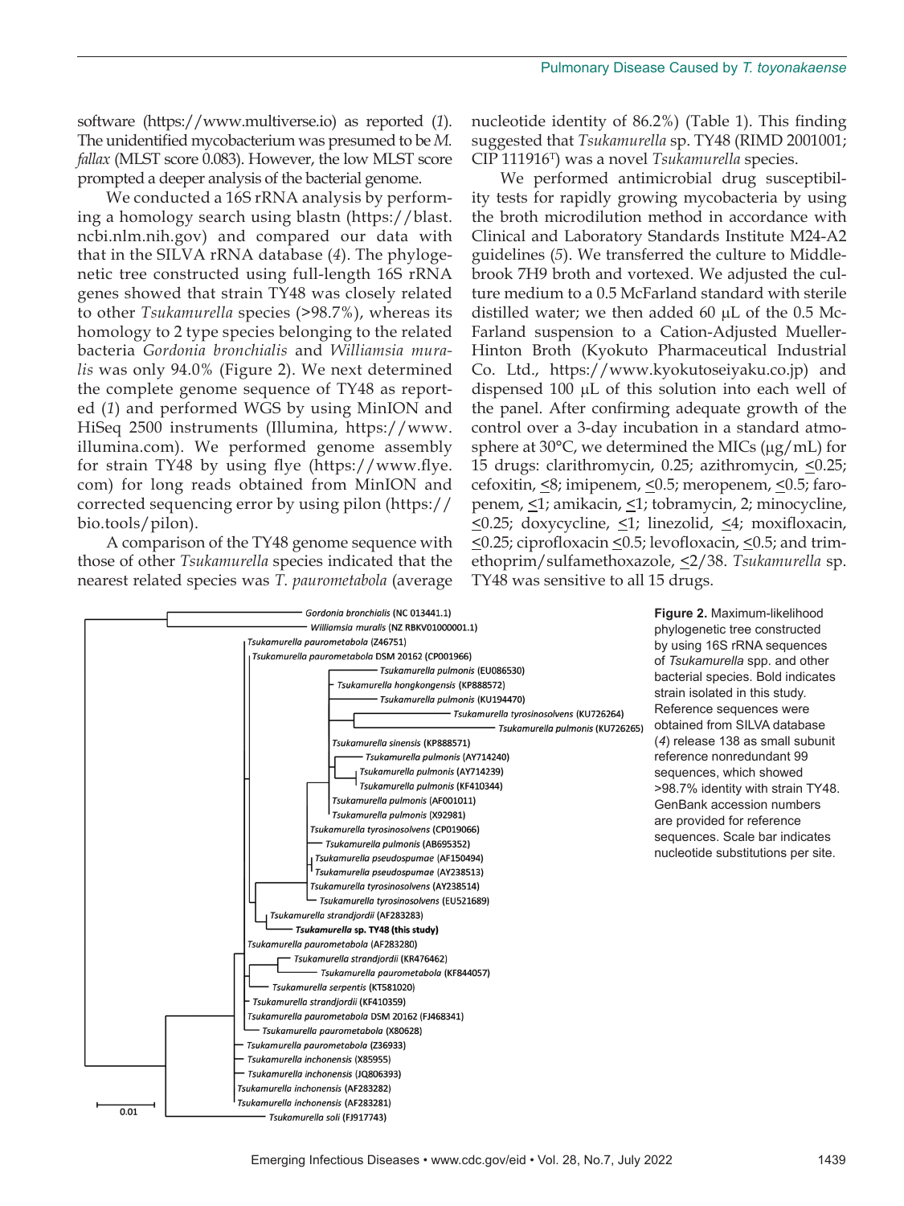software (https://www.multiverse.io) as reported (*1*). The unidentified mycobacterium was presumed to be *M. fallax* (MLST score 0.083). However, the low MLST score prompted a deeper analysis of the bacterial genome.

We conducted a 16S rRNA analysis by performing a homology search using blastn (https://blast.ncbi.nlm.nih.gov) and compared our data with that in the SILVA rRNA database (*4*). The phylogenetic tree constructed using full-length 16S rRNA genes showed that strain TY48 was closely related to other *Tsukamurella* species (>98.7%), whereas its homology to 2 type species belonging to the related bacteria *Gordonia bronchialis* and *Williamsia muralis* was only 94.0% (Figure 2). We next determined the complete genome sequence of TY48 as reported (*1*) and performed WGS by using MinION and HiSeq 2500 instruments (Illumina, https://www.illumina.com). We performed genome assembly for strain TY48 by using flye (https://www.flye.com) for long reads obtained from MinION and corrected sequencing error by using pilon (https://bio.tools/pilon).

A comparison of the TY48 genome sequence with those of other *Tsukamurella* species indicated that the nearest related species was *T. paurometabola* (average nucleotide identity of 86.2%) (Table 1). This finding suggested that *Tsukamurella* sp. TY48 (RIMD 2001001; CIP 111916[T]) was a novel *Tsukamurella* species.

We performed antimicrobial drug susceptibility tests for rapidly growing mycobacteria by using the broth microdilution method in accordance with Clinical and Laboratory Standards Institute M24-A2 guidelines (*5*). We transferred the culture to Middlebrook 7H9 broth and vortexed. We adjusted the culture medium to a 0.5 McFarland standard with sterile distilled water; we then added 60 μL of the 0.5 McFarland suspension to a Cation-Adjusted Mueller-Hinton Broth (Kyokuto Pharmaceutical Industrial Co. Ltd., https://www.kyokutoseiyaku.co.jp) and dispensed 100 μL of this solution into each well of the panel. After confirming adequate growth of the control over a 3-day incubation in a standard atmosphere at 30°C, we determined the MICs (μg/mL) for 15 drugs: clarithromycin, 0.25; azithromycin, ≤0.25; cefoxitin, ≤8; imipenem, ≤0.5; meropenem, ≤0.5; faropenem, ≤1; amikacin, ≤1; tobramycin, 2; minocycline, ≤0.25; doxycycline, ≤1; linezolid, ≤4; moxifloxacin, ≤0.25; ciprofloxacin ≤0.5; levofloxacin, ≤0.5; and trimethoprim/sulfamethoxazole, ≤2/38. *Tsukamurella* sp. TY48 was sensitive to all 15 drugs.

**Figure 2.** Maximum-likelihood phylogenetic tree constructed by using 16S rRNA sequences of *Tsukamurella* spp. and other bacterial species. Bold indicates strain isolated in this study. Reference sequences were obtained from SILVA database (*4*) release 138 as small subunit reference nonredundant 99 sequences, which showed >98.7% identity with strain TY48. GenBank accession numbers are provided for reference sequences. Scale bar indicates nucleotide substitutions per site.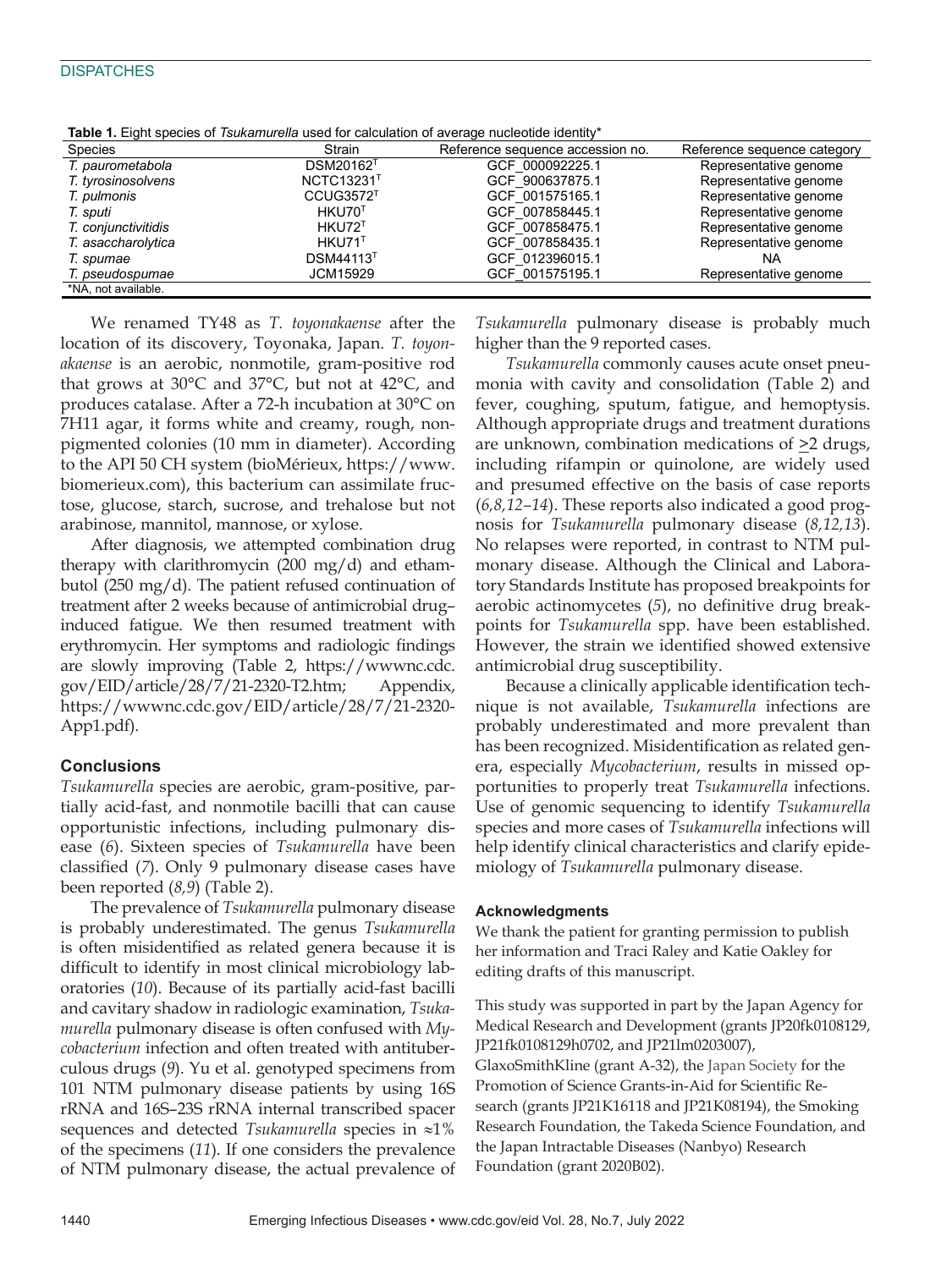**Table 1.** Eight species of *Tsukamurella* used for calculation of average nucleotide identity*

| Species | Strain | Reference sequence accession no. | Reference sequence category |
|---|---|---|---|
| *T. paurometabola* | DSM20162$^T$ | GCF_000092225.1 | Representative genome |
| *T. tyrosinosolvens* | NCTC13231$^T$ | GCF_900637875.1 | Representative genome |
| *T. pulmonis* | CCUG3572$^T$ | GCF_001575165.1 | Representative genome |
| *T. sputi* | HKU70$^T$ | GCF_007858445.1 | Representative genome |
| *T. conjunctivitidis* | HKU72$^T$ | GCF_007858475.1 | Representative genome |
| *T. asaccharolytica* | HKU71$^T$ | GCF_007858435.1 | Representative genome |
| *T. spumae* | DSM44113$^T$ | GCF_012396015.1 | NA |
| *T. pseudospumae* | JCM15929 | GCF_001575195.1 | Representative genome |

*NA, not available.

We renamed TY48 as *T. toyonakaense* after the location of its discovery, Toyonaka, Japan. *T. toyonakaense* is an aerobic, nonmotile, gram-positive rod that grows at 30°C and 37°C, but not at 42°C, and produces catalase. After a 72-h incubation at 30°C on 7H11 agar, it forms white and creamy, rough, nonpigmented colonies (10 mm in diameter). According to the API 50 CH system (bioMérieux, https://www.biomerieux.com), this bacterium can assimilate fructose, glucose, starch, sucrose, and trehalose but not arabinose, mannitol, mannose, or xylose.

After diagnosis, we attempted combination drug therapy with clarithromycin (200 mg/d) and ethambutol (250 mg/d). The patient refused continuation of treatment after 2 weeks because of antimicrobial drug–induced fatigue. We then resumed treatment with erythromycin. Her symptoms and radiologic findings are slowly improving (Table 2, https://wwwnc.cdc.gov/EID/article/28/7/21-2320-T2.htm; Appendix, https://wwwnc.cdc.gov/EID/article/28/7/21-2320-App1.pdf).

## Conclusions

*Tsukamurella* species are aerobic, gram-positive, partially acid-fast, and nonmotile bacilli that can cause opportunistic infections, including pulmonary disease (*6*). Sixteen species of *Tsukamurella* have been classified (*7*). Only 9 pulmonary disease cases have been reported (*8,9*) (Table 2).

The prevalence of *Tsukamurella* pulmonary disease is probably underestimated. The genus *Tsukamurella* is often misidentified as related genera because it is difficult to identify in most clinical microbiology laboratories (*10*). Because of its partially acid-fast bacilli and cavitary shadow in radiologic examination, *Tsukamurella* pulmonary disease is often confused with *Mycobacterium* infection and often treated with antituberculous drugs (*9*). Yu et al. genotyped specimens from 101 NTM pulmonary disease patients by using 16S rRNA and 16S–23S rRNA internal transcribed spacer sequences and detected *Tsukamurella* species in ≈1% of the specimens (*11*). If one considers the prevalence of NTM pulmonary disease, the actual prevalence of *Tsukamurella* pulmonary disease is probably much higher than the 9 reported cases.

*Tsukamurella* commonly causes acute onset pneumonia with cavity and consolidation (Table 2) and fever, coughing, sputum, fatigue, and hemoptysis. Although appropriate drugs and treatment durations are unknown, combination medications of ≥2 drugs, including rifampin or quinolone, are widely used and presumed effective on the basis of case reports (*6,8,12–14*). These reports also indicated a good prognosis for *Tsukamurella* pulmonary disease (*8,12,13*). No relapses were reported, in contrast to NTM pulmonary disease. Although the Clinical and Laboratory Standards Institute has proposed breakpoints for aerobic actinomycetes (*5*), no definitive drug breakpoints for *Tsukamurella* spp. have been established. However, the strain we identified showed extensive antimicrobial drug susceptibility.

Because a clinically applicable identification technique is not available, *Tsukamurella* infections are probably underestimated and more prevalent than has been recognized. Misidentification as related genera, especially *Mycobacterium*, results in missed opportunities to properly treat *Tsukamurella* infections. Use of genomic sequencing to identify *Tsukamurella* species and more cases of *Tsukamurella* infections will help identify clinical characteristics and clarify epidemiology of *Tsukamurella* pulmonary disease.

### Acknowledgments

We thank the patient for granting permission to publish her information and Traci Raley and Katie Oakley for editing drafts of this manuscript.

This study was supported in part by the Japan Agency for Medical Research and Development (grants JP20fk0108129, JP21fk0108129h0702, and JP21lm0203007), GlaxoSmithKline (grant A-32), the Japan Society for the Promotion of Science Grants-in-Aid for Scientific Research (grants JP21K16118 and JP21K08194), the Smoking Research Foundation, the Takeda Science Foundation, and the Japan Intractable Diseases (Nanbyo) Research Foundation (grant 2020B02).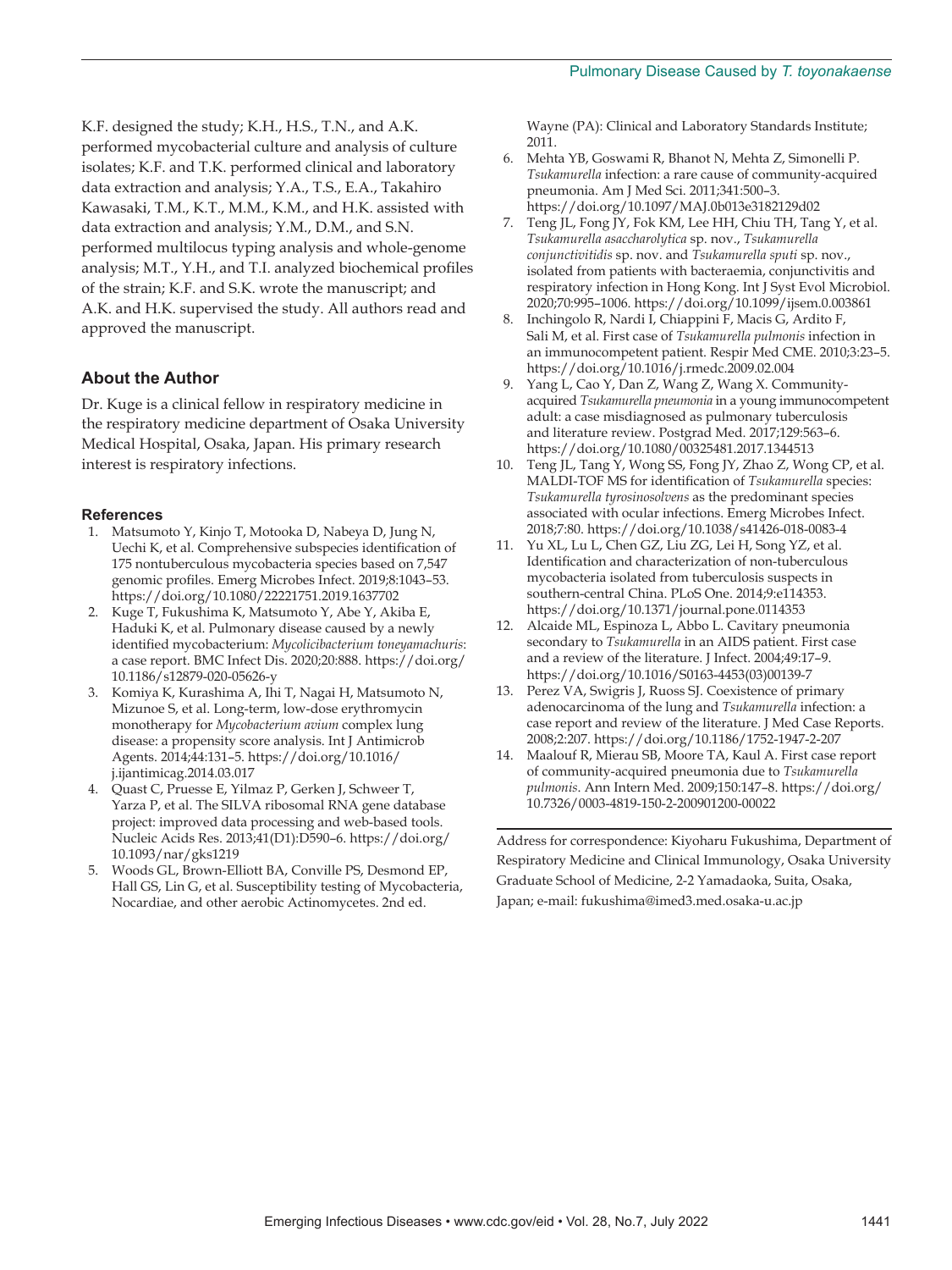K.F. designed the study; K.H., H.S., T.N., and A.K. performed mycobacterial culture and analysis of culture isolates; K.F. and T.K. performed clinical and laboratory data extraction and analysis; Y.A., T.S., E.A., Takahiro Kawasaki, T.M., K.T., M.M., K.M., and H.K. assisted with data extraction and analysis; Y.M., D.M., and S.N. performed multilocus typing analysis and whole-genome analysis; M.T., Y.H., and T.I. analyzed biochemical profiles of the strain; K.F. and S.K. wrote the manuscript; and A.K. and H.K. supervised the study. All authors read and approved the manuscript.

## About the Author

Dr. Kuge is a clinical fellow in respiratory medicine in the respiratory medicine department of Osaka University Medical Hospital, Osaka, Japan. His primary research interest is respiratory infections.

### References

1. Matsumoto Y, Kinjo T, Motooka D, Nabeya D, Jung N, Uechi K, et al. Comprehensive subspecies identification of 175 nontuberculous mycobacteria species based on 7,547 genomic profiles. Emerg Microbes Infect. 2019;8:1043–53. https://doi.org/10.1080/22221751.2019.1637702
2. Kuge T, Fukushima K, Matsumoto Y, Abe Y, Akiba E, Haduki K, et al. Pulmonary disease caused by a newly identified mycobacterium: *Mycolicibacterium toneyamachuris*: a case report. BMC Infect Dis. 2020;20:888. https://doi.org/10.1186/s12879-020-05626-y
3. Komiya K, Kurashima A, Ihi T, Nagai H, Matsumoto N, Mizunoe S, et al. Long-term, low-dose erythromycin monotherapy for *Mycobacterium avium* complex lung disease: a propensity score analysis. Int J Antimicrob Agents. 2014;44:131–5. https://doi.org/10.1016/j.ijantimicag.2014.03.017
4. Quast C, Pruesse E, Yilmaz P, Gerken J, Schweer T, Yarza P, et al. The SILVA ribosomal RNA gene database project: improved data processing and web-based tools. Nucleic Acids Res. 2013;41(D1):D590–6. https://doi.org/10.1093/nar/gks1219
5. Woods GL, Brown-Elliott BA, Conville PS, Desmond EP, Hall GS, Lin G, et al. Susceptibility testing of Mycobacteria, Nocardiae, and other aerobic Actinomycetes. 2nd ed. Wayne (PA): Clinical and Laboratory Standards Institute; 2011.
6. Mehta YB, Goswami R, Bhanot N, Mehta Z, Simonelli P. *Tsukamurella* infection: a rare cause of community-acquired pneumonia. Am J Med Sci. 2011;341:500–3. https://doi.org/10.1097/MAJ.0b013e3182129d02
7. Teng JL, Fong JY, Fok KM, Lee HH, Chiu TH, Tang Y, et al. *Tsukamurella asaccharolytica* sp. nov., *Tsukamurella conjunctivitidis* sp. nov. and *Tsukamurella sputi* sp. nov., isolated from patients with bacteraemia, conjunctivitis and respiratory infection in Hong Kong. Int J Syst Evol Microbiol. 2020;70:995–1006. https://doi.org/10.1099/ijsem.0.003861
8. Inchingolo R, Nardi I, Chiappini F, Macis G, Ardito F, Sali M, et al. First case of *Tsukamurella pulmonis* infection in an immunocompetent patient. Respir Med CME. 2010;3:23–5. https://doi.org/10.1016/j.rmedc.2009.02.004
9. Yang L, Cao Y, Dan Z, Wang Z, Wang X. Community-acquired *Tsukamurella pneumonia* in a young immunocompetent adult: a case misdiagnosed as pulmonary tuberculosis and literature review. Postgrad Med. 2017;129:563–6. https://doi.org/10.1080/00325481.2017.1344513
10. Teng JL, Tang Y, Wong SS, Fong JY, Zhao Z, Wong CP, et al. MALDI-TOF MS for identification of *Tsukamurella* species: *Tsukamurella tyrosinosolvens* as the predominant species associated with ocular infections. Emerg Microbes Infect. 2018;7:80. https://doi.org/10.1038/s41426-018-0083-4
11. Yu XL, Lu L, Chen GZ, Liu ZG, Lei H, Song YZ, et al. Identification and characterization of non-tuberculous mycobacteria isolated from tuberculosis suspects in southern-central China. PLoS One. 2014;9:e114353. https://doi.org/10.1371/journal.pone.0114353
12. Alcaide ML, Espinoza L, Abbo L. Cavitary pneumonia secondary to *Tsukamurella* in an AIDS patient. First case and a review of the literature. J Infect. 2004;49:17–9. https://doi.org/10.1016/S0163-4453(03)00139-7
13. Perez VA, Swigris J, Ruoss SJ. Coexistence of primary adenocarcinoma of the lung and *Tsukamurella* infection: a case report and review of the literature. J Med Case Reports. 2008;2:207. https://doi.org/10.1186/1752-1947-2-207
14. Maalouf R, Mierau SB, Moore TA, Kaul A. First case report of community-acquired pneumonia due to *Tsukamurella pulmonis*. Ann Intern Med. 2009;150:147–8. https://doi.org/10.7326/0003-4819-150-2-200901200-00022

Address for correspondence: Kiyoharu Fukushima, Department of Respiratory Medicine and Clinical Immunology, Osaka University Graduate School of Medicine, 2-2 Yamadaoka, Suita, Osaka, Japan; e-mail: fukushima@imed3.med.osaka-u.ac.jp